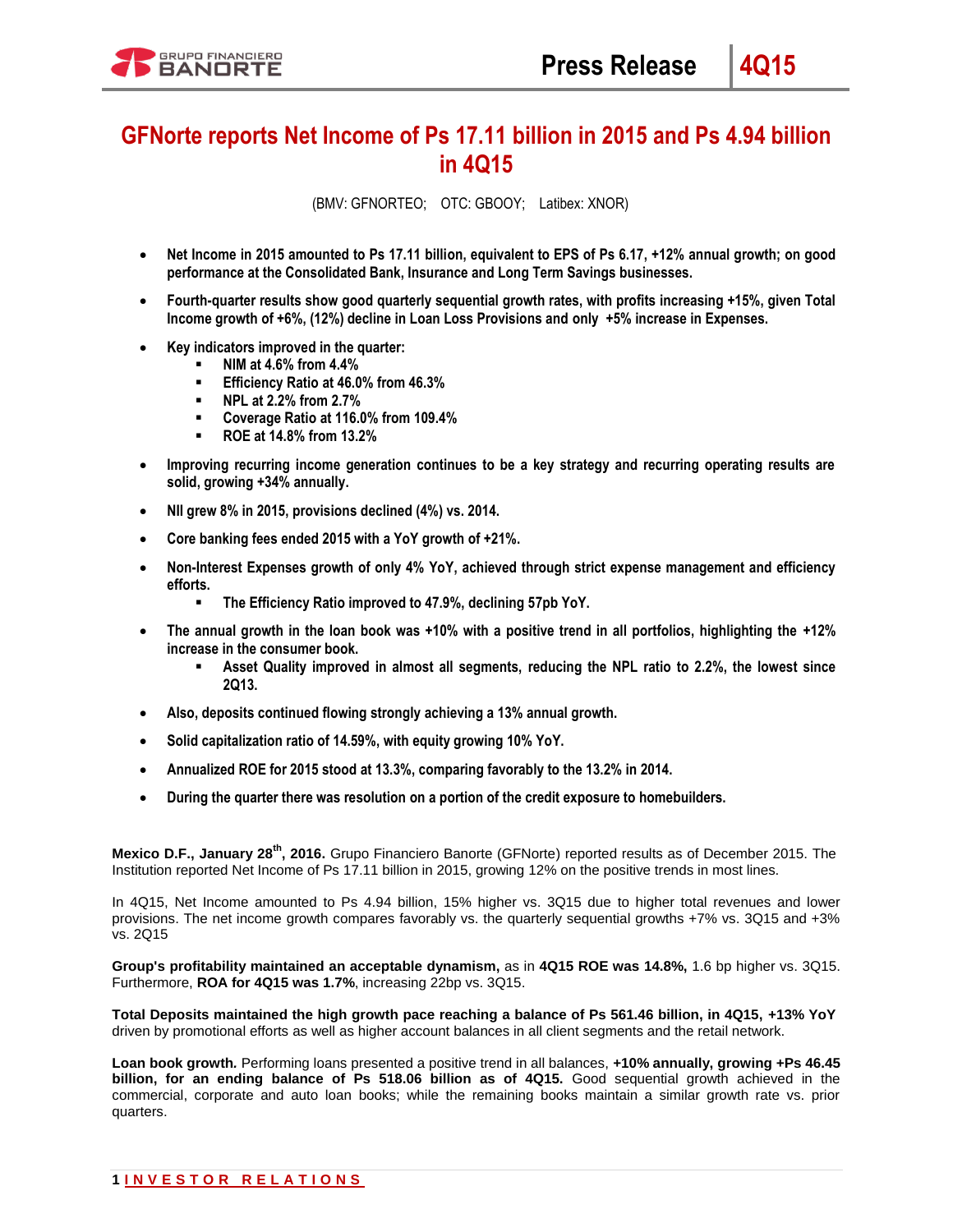# GFNorte reports Net Income of Ps 17.11 billion in 2015 and Ps 4.94 billion in 4Q15

(BMV: GFNORTEO; OTC: GBOOY; Latibex: XNOR)

- **Net Income in 2015 amounted to Ps 17.11 billion, equivalent to EPS of Ps 6.17, +12% annual growth; on good performance at the Consolidated Bank, Insurance and Long Term Savings businesses.**
- **Fourth-quarter results show good quarterly sequential growth rates, with profits increasing +15%, given Total Income growth of +6%, (12%) decline in Loan Loss Provisions and only +5% increase in Expenses.**
- **Key indicators improved in the quarter:**
  - **NIM at 4.6% from 4.4%**
  - **Efficiency Ratio at 46.0% from 46.3%**
  - **NPL at 2.2% from 2.7%**
  - **Coverage Ratio at 116.0% from 109.4%**
  - **ROE at 14.8% from 13.2%**
- **Improving recurring income generation continues to be a key strategy and recurring operating results are solid, growing +34% annually.**
- **NII grew 8% in 2015, provisions declined (4%) vs. 2014.**
- **Core banking fees ended 2015 with a YoY growth of +21%.**
- **Non-Interest Expenses growth of only 4% YoY, achieved through strict expense management and efficiency efforts.**
  - **The Efficiency Ratio improved to 47.9%, declining 57pb YoY.**
- **The annual growth in the loan book was +10% with a positive trend in all portfolios, highlighting the +12% increase in the consumer book.**
  - **Asset Quality improved in almost all segments, reducing the NPL ratio to 2.2%, the lowest since 2Q13.**
- **Also, deposits continued flowing strongly achieving a 13% annual growth.**
- **Solid capitalization ratio of 14.59%, with equity growing 10% YoY.**
- **Annualized ROE for 2015 stood at 13.3%, comparing favorably to the 13.2% in 2014.**
- **During the quarter there was resolution on a portion of the credit exposure to homebuilders.**

**Mexico D.F., January 28th, 2016.** Grupo Financiero Banorte (GFNorte) reported results as of December 2015. The Institution reported Net Income of Ps 17.11 billion in 2015, growing 12% on the positive trends in most lines.

In 4Q15, Net Income amounted to Ps 4.94 billion, 15% higher vs. 3Q15 due to higher total revenues and lower provisions. The net income growth compares favorably vs. the quarterly sequential growths +7% vs. 3Q15 and +3% vs. 2Q15

**Group's profitability maintained an acceptable dynamism,** as in **4Q15 ROE was 14.8%,** 1.6 bp higher vs. 3Q15. Furthermore, **ROA for 4Q15 was 1.7%**, increasing 22bp vs. 3Q15.

**Total Deposits maintained the high growth pace reaching a balance of Ps 561.46 billion, in 4Q15, +13% YoY** driven by promotional efforts as well as higher account balances in all client segments and the retail network.

***Loan book growth.*** Performing loans presented a positive trend in all balances, **+10% annually, growing +Ps 46.45 billion, for an ending balance of Ps 518.06 billion as of 4Q15.** Good sequential growth achieved in the commercial, corporate and auto loan books; while the remaining books maintain a similar growth rate vs. prior quarters.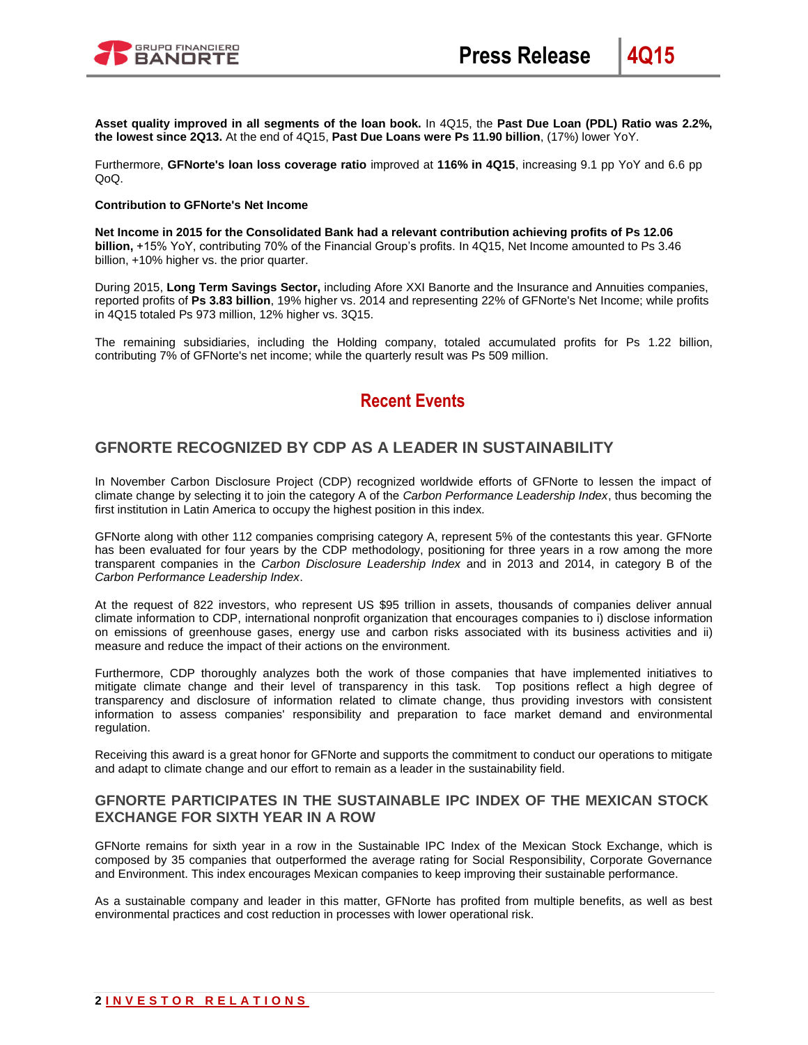**Asset quality improved in all segments of the loan book.** In 4Q15, the **Past Due Loan (PDL) Ratio was 2.2%, the lowest since 2Q13.** At the end of 4Q15, **Past Due Loans were Ps 11.90 billion**, (17%) lower YoY.

Furthermore, **GFNorte's loan loss coverage ratio** improved at **116% in 4Q15**, increasing 9.1 pp YoY and 6.6 pp QoQ.

**Contribution to GFNorte's Net Income**

**Net Income in 2015 for the Consolidated Bank had a relevant contribution achieving profits of Ps 12.06 billion,** +15% YoY, contributing 70% of the Financial Group's profits. In 4Q15, Net Income amounted to Ps 3.46 billion, +10% higher vs. the prior quarter.

During 2015, **Long Term Savings Sector,** including Afore XXI Banorte and the Insurance and Annuities companies, reported profits of **Ps 3.83 billion**, 19% higher vs. 2014 and representing 22% of GFNorte's Net Income; while profits in 4Q15 totaled Ps 973 million, 12% higher vs. 3Q15.

The remaining subsidiaries, including the Holding company, totaled accumulated profits for Ps 1.22 billion, contributing 7% of GFNorte's net income; while the quarterly result was Ps 509 million.

# Recent Events

## GFNORTE RECOGNIZED BY CDP AS A LEADER IN SUSTAINABILITY

In November Carbon Disclosure Project (CDP) recognized worldwide efforts of GFNorte to lessen the impact of climate change by selecting it to join the category A of the *Carbon Performance Leadership Index*, thus becoming the first institution in Latin America to occupy the highest position in this index.

GFNorte along with other 112 companies comprising category A, represent 5% of the contestants this year. GFNorte has been evaluated for four years by the CDP methodology, positioning for three years in a row among the more transparent companies in the *Carbon Disclosure Leadership Index* and in 2013 and 2014, in category B of the *Carbon Performance Leadership Index*.

At the request of 822 investors, who represent US $95 trillion in assets, thousands of companies deliver annual climate information to CDP, international nonprofit organization that encourages companies to i) disclose information on emissions of greenhouse gases, energy use and carbon risks associated with its business activities and ii) measure and reduce the impact of their actions on the environment.

Furthermore, CDP thoroughly analyzes both the work of those companies that have implemented initiatives to mitigate climate change and their level of transparency in this task. Top positions reflect a high degree of transparency and disclosure of information related to climate change, thus providing investors with consistent information to assess companies' responsibility and preparation to face market demand and environmental regulation.

Receiving this award is a great honor for GFNorte and supports the commitment to conduct our operations to mitigate and adapt to climate change and our effort to remain as a leader in the sustainability field.

## GFNORTE PARTICIPATES IN THE SUSTAINABLE IPC INDEX OF THE MEXICAN STOCK EXCHANGE FOR SIXTH YEAR IN A ROW

GFNorte remains for sixth year in a row in the Sustainable IPC Index of the Mexican Stock Exchange, which is composed by 35 companies that outperformed the average rating for Social Responsibility, Corporate Governance and Environment. This index encourages Mexican companies to keep improving their sustainable performance.

As a sustainable company and leader in this matter, GFNorte has profited from multiple benefits, as well as best environmental practices and cost reduction in processes with lower operational risk.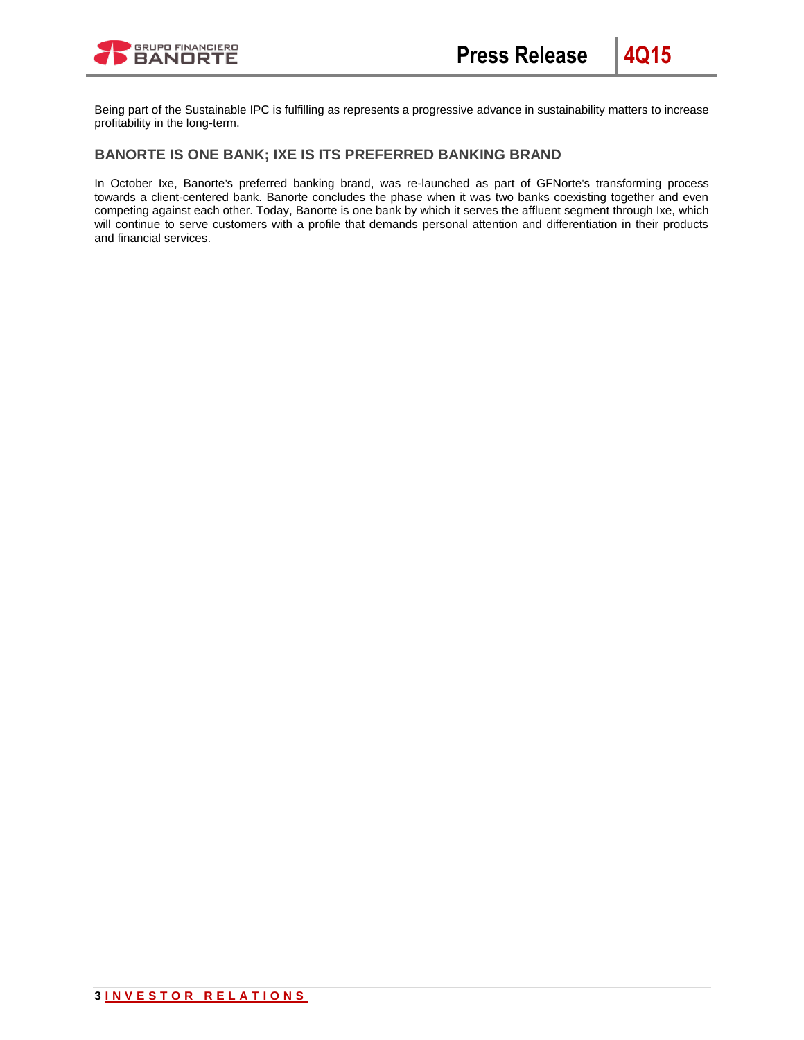Being part of the Sustainable IPC is fulfilling as represents a progressive advance in sustainability matters to increase profitability in the long-term.

## BANORTE IS ONE BANK; IXE IS ITS PREFERRED BANKING BRAND

In October Ixe, Banorte's preferred banking brand, was re-launched as part of GFNorte's transforming process towards a client-centered bank. Banorte concludes the phase when it was two banks coexisting together and even competing against each other. Today, Banorte is one bank by which it serves the affluent segment through Ixe, which will continue to serve customers with a profile that demands personal attention and differentiation in their products and financial services.